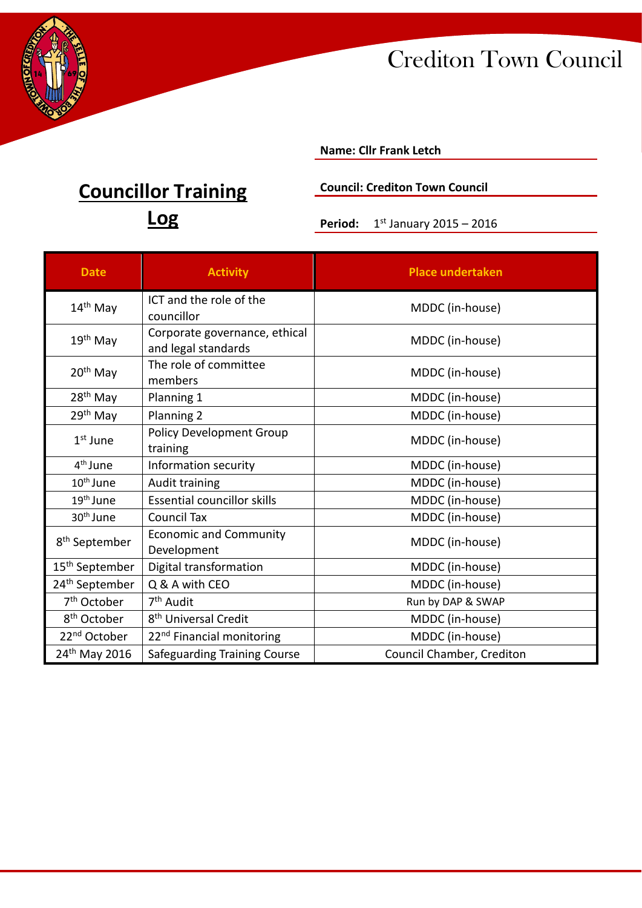Crediton Town Council

**Name: Cllr Frank Letch**

# Councillor Training Log

**Council: Crediton Town Council**

**Period:** 1st January 2015 – 2016

| Date | Activity | Place undertaken |
|---|---|---|
| 14th May | ICT and the role of the councillor | MDDC (in-house) |
| 19th May | Corporate governance, ethical and legal standards | MDDC (in-house) |
| 20th May | The role of committee members | MDDC (in-house) |
| 28th May | Planning 1 | MDDC (in-house) |
| 29th May | Planning 2 | MDDC (in-house) |
| 1st June | Policy Development Group training | MDDC (in-house) |
| 4th June | Information security | MDDC (in-house) |
| 10th June | Audit training | MDDC (in-house) |
| 19th June | Essential councillor skills | MDDC (in-house) |
| 30th June | Council Tax | MDDC (in-house) |
| 8th September | Economic and Community Development | MDDC (in-house) |
| 15th September | Digital transformation | MDDC (in-house) |
| 24th September | Q & A with CEO | MDDC (in-house) |
| 7th October | 7th Audit | Run by DAP & SWAP |
| 8th October | 8th Universal Credit | MDDC (in-house) |
| 22nd October | 22nd Financial monitoring | MDDC (in-house) |
| 24th May 2016 | Safeguarding Training Course | Council Chamber, Crediton |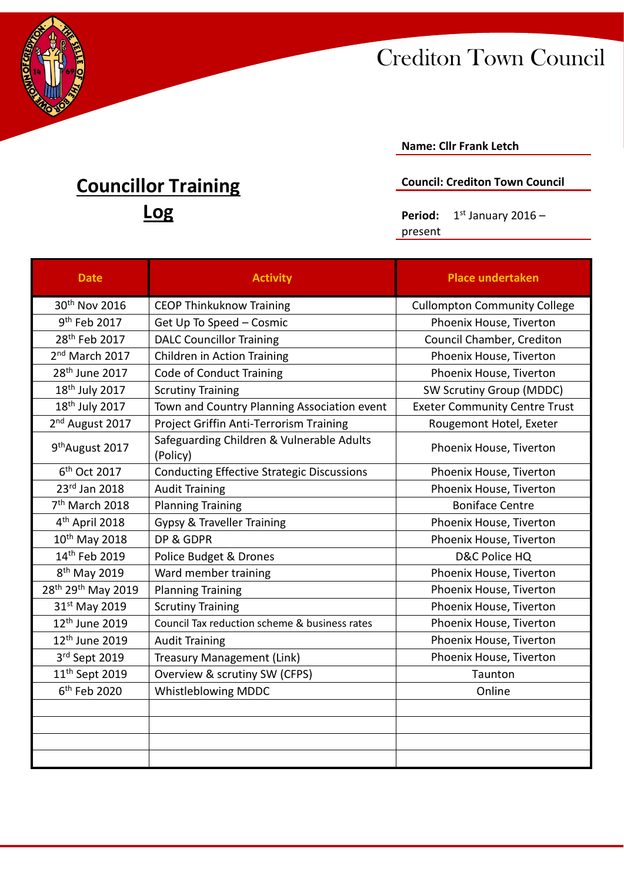Crediton Town Council

**Name: Cllr Frank Letch**

# Councillor Training Log

**Council: Crediton Town Council**

**Period:** 1st January 2016 – present

| Date | Activity | Place undertaken |
|---|---|---|
| 30th Nov 2016 | CEOP Thinkuknow Training | Cullompton Community College |
| 9th Feb 2017 | Get Up To Speed – Cosmic | Phoenix House, Tiverton |
| 28th Feb 2017 | DALC Councillor Training | Council Chamber, Crediton |
| 2nd March 2017 | Children in Action Training | Phoenix House, Tiverton |
| 28th June 2017 | Code of Conduct Training | Phoenix House, Tiverton |
| 18th July 2017 | Scrutiny Training | SW Scrutiny Group (MDDC) |
| 18th July 2017 | Town and Country Planning Association event | Exeter Community Centre Trust |
| 2nd August 2017 | Project Griffin Anti-Terrorism Training | Rougemont Hotel, Exeter |
| 9th August 2017 | Safeguarding Children & Vulnerable Adults (Policy) | Phoenix House, Tiverton |
| 6th Oct 2017 | Conducting Effective Strategic Discussions | Phoenix House, Tiverton |
| 23rd Jan 2018 | Audit Training | Phoenix House, Tiverton |
| 7th March 2018 | Planning Training | Boniface Centre |
| 4th April 2018 | Gypsy & Traveller Training | Phoenix House, Tiverton |
| 10th May 2018 | DP & GDPR | Phoenix House, Tiverton |
| 14th Feb 2019 | Police Budget & Drones | D&C Police HQ |
| 8th May 2019 | Ward member training | Phoenix House, Tiverton |
| 28th 29th May 2019 | Planning Training | Phoenix House, Tiverton |
| 31st May 2019 | Scrutiny Training | Phoenix House, Tiverton |
| 12th June 2019 | Council Tax reduction scheme & business rates | Phoenix House, Tiverton |
| 12th June 2019 | Audit Training | Phoenix House, Tiverton |
| 3rd Sept 2019 | Treasury Management (Link) | Phoenix House, Tiverton |
| 11th Sept 2019 | Overview & scrutiny SW (CFPS) | Taunton |
| 6th Feb 2020 | Whistleblowing MDDC | Online |
| | | |
| | | |
| | | |
| | | |